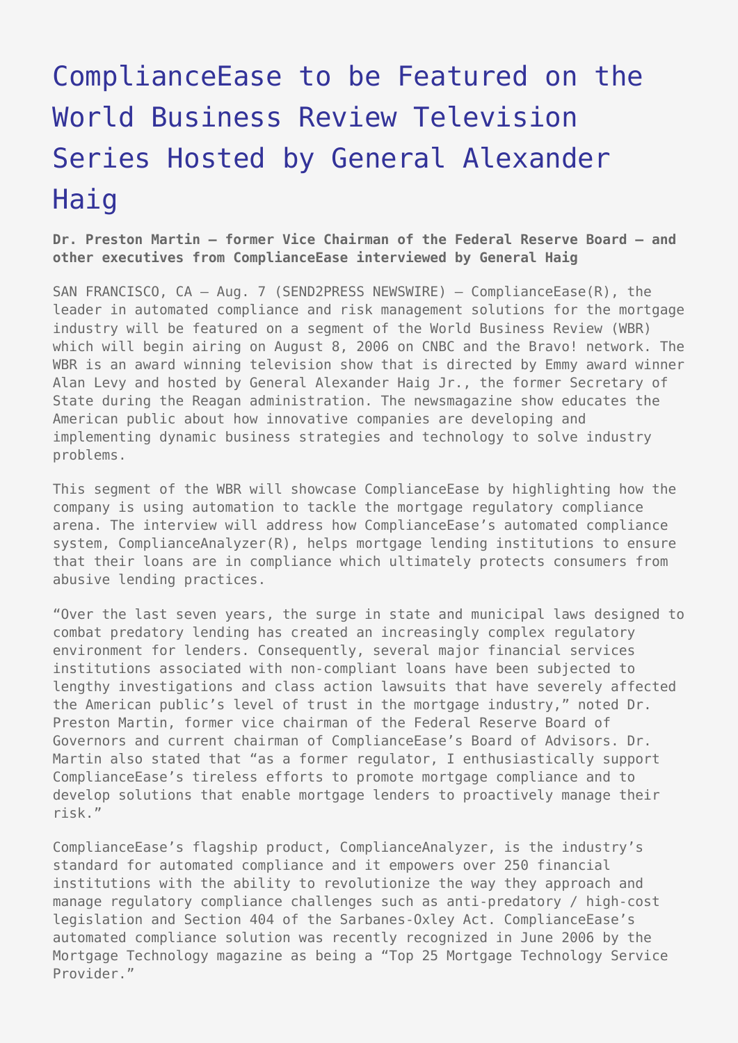# ComplianceEase to be Featured on the World Business Review Television Series Hosted by General Alexander Haig

**Dr. Preston Martin – former Vice Chairman of the Federal Reserve Board – and other executives from ComplianceEase interviewed by General Haig**

SAN FRANCISCO, CA – Aug. 7 (SEND2PRESS NEWSWIRE) — ComplianceEase(R), the leader in automated compliance and risk management solutions for the mortgage industry will be featured on a segment of the World Business Review (WBR) which will begin airing on August 8, 2006 on CNBC and the Bravo! network. The WBR is an award winning television show that is directed by Emmy award winner Alan Levy and hosted by General Alexander Haig Jr., the former Secretary of State during the Reagan administration. The newsmagazine show educates the American public about how innovative companies are developing and implementing dynamic business strategies and technology to solve industry problems.

This segment of the WBR will showcase ComplianceEase by highlighting how the company is using automation to tackle the mortgage regulatory compliance arena. The interview will address how ComplianceEase's automated compliance system, ComplianceAnalyzer(R), helps mortgage lending institutions to ensure that their loans are in compliance which ultimately protects consumers from abusive lending practices.

"Over the last seven years, the surge in state and municipal laws designed to combat predatory lending has created an increasingly complex regulatory environment for lenders. Consequently, several major financial services institutions associated with non-compliant loans have been subjected to lengthy investigations and class action lawsuits that have severely affected the American public's level of trust in the mortgage industry," noted Dr. Preston Martin, former vice chairman of the Federal Reserve Board of Governors and current chairman of ComplianceEase's Board of Advisors. Dr. Martin also stated that "as a former regulator, I enthusiastically support ComplianceEase's tireless efforts to promote mortgage compliance and to develop solutions that enable mortgage lenders to proactively manage their risk."

ComplianceEase's flagship product, ComplianceAnalyzer, is the industry's standard for automated compliance and it empowers over 250 financial institutions with the ability to revolutionize the way they approach and manage regulatory compliance challenges such as anti-predatory / high-cost legislation and Section 404 of the Sarbanes-Oxley Act. ComplianceEase's automated compliance solution was recently recognized in June 2006 by the Mortgage Technology magazine as being a "Top 25 Mortgage Technology Service Provider."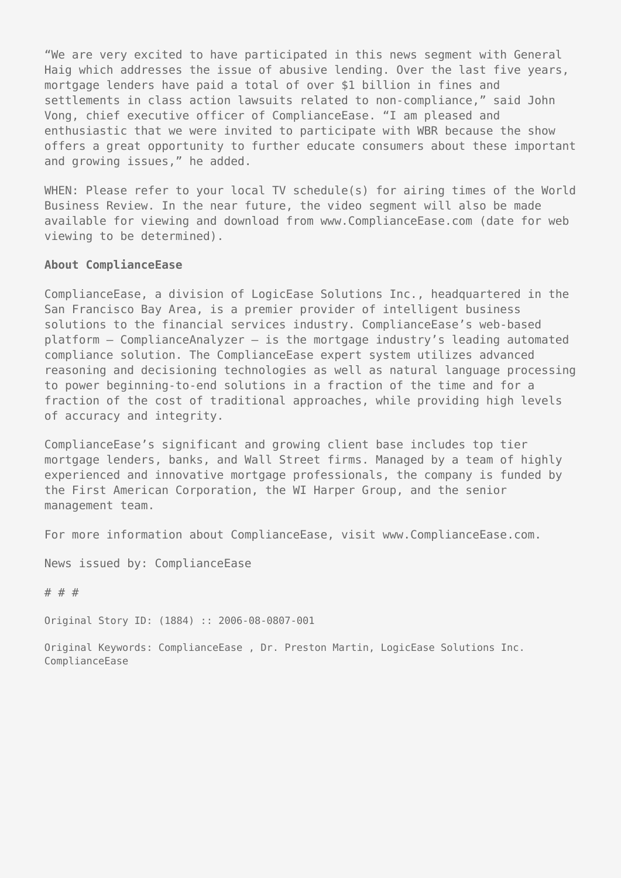"We are very excited to have participated in this news segment with General Haig which addresses the issue of abusive lending. Over the last five years, mortgage lenders have paid a total of over $1 billion in fines and settlements in class action lawsuits related to non-compliance," said John Vong, chief executive officer of ComplianceEase. "I am pleased and enthusiastic that we were invited to participate with WBR because the show offers a great opportunity to further educate consumers about these important and growing issues," he added.

WHEN: Please refer to your local TV schedule(s) for airing times of the World Business Review. In the near future, the video segment will also be made available for viewing and download from www.ComplianceEase.com (date for web viewing to be determined).

**About ComplianceEase**

ComplianceEase, a division of LogicEase Solutions Inc., headquartered in the San Francisco Bay Area, is a premier provider of intelligent business solutions to the financial services industry. ComplianceEase's web-based platform – ComplianceAnalyzer – is the mortgage industry's leading automated compliance solution. The ComplianceEase expert system utilizes advanced reasoning and decisioning technologies as well as natural language processing to power beginning-to-end solutions in a fraction of the time and for a fraction of the cost of traditional approaches, while providing high levels of accuracy and integrity.

ComplianceEase's significant and growing client base includes top tier mortgage lenders, banks, and Wall Street firms. Managed by a team of highly experienced and innovative mortgage professionals, the company is funded by the First American Corporation, the WI Harper Group, and the senior management team.

For more information about ComplianceEase, visit www.ComplianceEase.com.

News issued by: ComplianceEase

# # #

Original Story ID: (1884) :: 2006-08-0807-001

Original Keywords: ComplianceEase , Dr. Preston Martin, LogicEase Solutions Inc. ComplianceEase